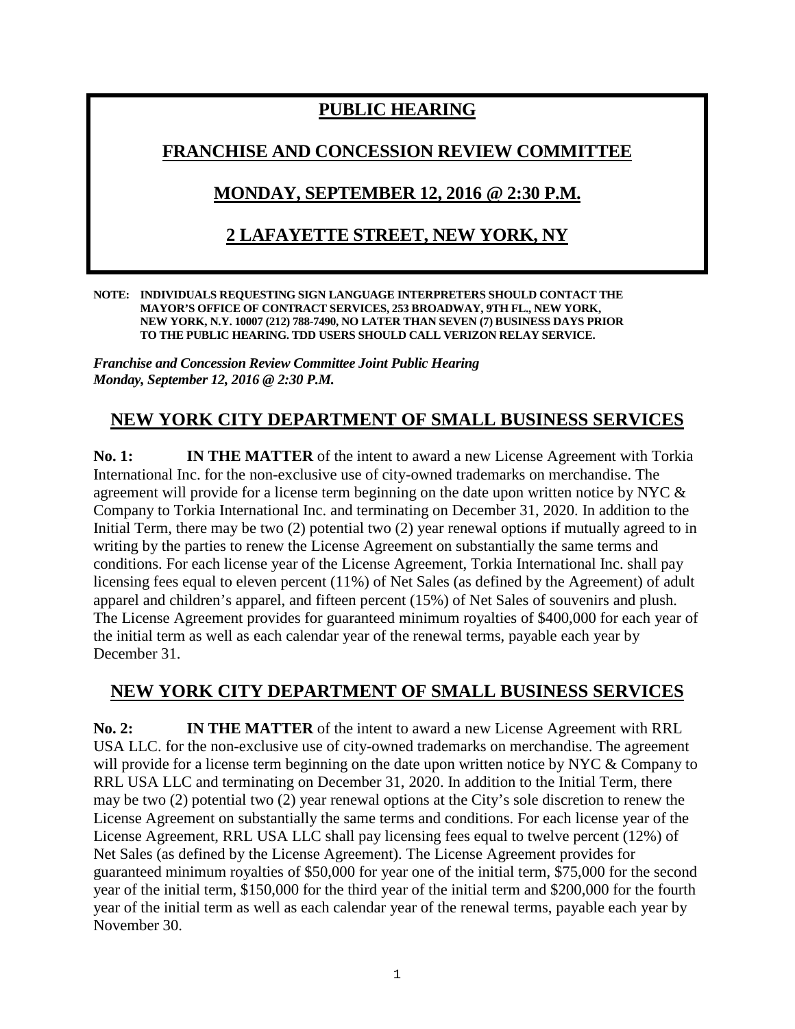# PUBLIC HEARING

# FRANCHISE AND CONCESSION REVIEW COMMITTEE

# MONDAY, SEPTEMBER 12, 2016 @ 2:30 P.M.

# 2 LAFAYETTE STREET, NEW YORK, NY

**NOTE: INDIVIDUALS REQUESTING SIGN LANGUAGE INTERPRETERS SHOULD CONTACT THE MAYOR'S OFFICE OF CONTRACT SERVICES, 253 BROADWAY, 9TH FL., NEW YORK, NEW YORK, N.Y. 10007 (212) 788-7490, NO LATER THAN SEVEN (7) BUSINESS DAYS PRIOR TO THE PUBLIC HEARING. TDD USERS SHOULD CALL VERIZON RELAY SERVICE.**

***Franchise and Concession Review Committee Joint Public Hearing***
***Monday, September 12, 2016 @ 2:30 P.M.***

## NEW YORK CITY DEPARTMENT OF SMALL BUSINESS SERVICES

**No. 1:** **IN THE MATTER** of the intent to award a new License Agreement with Torkia International Inc. for the non-exclusive use of city-owned trademarks on merchandise. The agreement will provide for a license term beginning on the date upon written notice by NYC & Company to Torkia International Inc. and terminating on December 31, 2020. In addition to the Initial Term, there may be two (2) potential two (2) year renewal options if mutually agreed to in writing by the parties to renew the License Agreement on substantially the same terms and conditions. For each license year of the License Agreement, Torkia International Inc. shall pay licensing fees equal to eleven percent (11%) of Net Sales (as defined by the Agreement) of adult apparel and children's apparel, and fifteen percent (15%) of Net Sales of souvenirs and plush. The License Agreement provides for guaranteed minimum royalties of $400,000 for each year of the initial term as well as each calendar year of the renewal terms, payable each year by December 31.

## NEW YORK CITY DEPARTMENT OF SMALL BUSINESS SERVICES

**No. 2:** **IN THE MATTER** of the intent to award a new License Agreement with RRL USA LLC. for the non-exclusive use of city-owned trademarks on merchandise. The agreement will provide for a license term beginning on the date upon written notice by NYC & Company to RRL USA LLC and terminating on December 31, 2020. In addition to the Initial Term, there may be two (2) potential two (2) year renewal options at the City's sole discretion to renew the License Agreement on substantially the same terms and conditions. For each license year of the License Agreement, RRL USA LLC shall pay licensing fees equal to twelve percent (12%) of Net Sales (as defined by the License Agreement). The License Agreement provides for guaranteed minimum royalties of $50,000 for year one of the initial term, $75,000 for the second year of the initial term, $150,000 for the third year of the initial term and $200,000 for the fourth year of the initial term as well as each calendar year of the renewal terms, payable each year by November 30.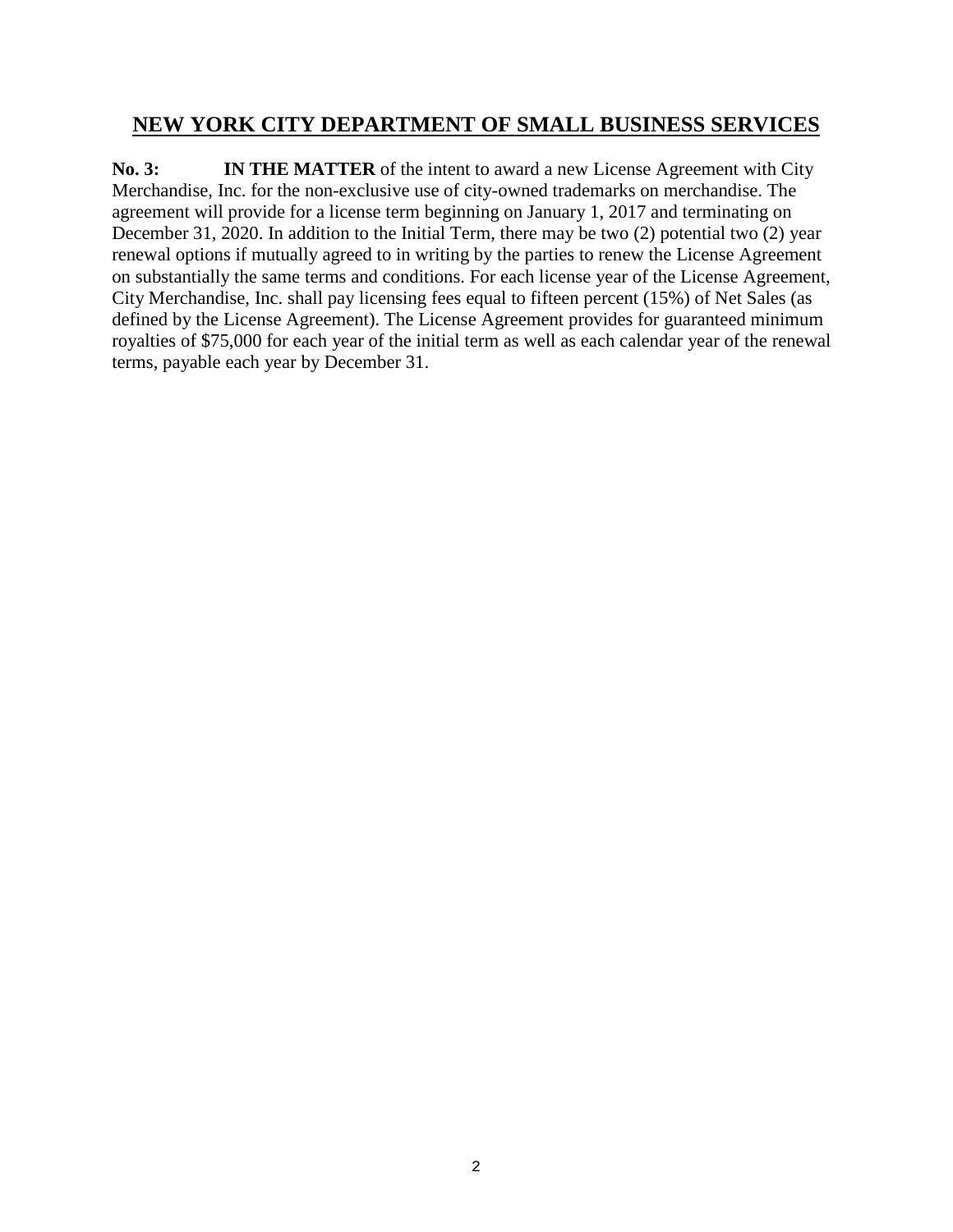## NEW YORK CITY DEPARTMENT OF SMALL BUSINESS SERVICES

**No. 3:** **IN THE MATTER** of the intent to award a new License Agreement with City Merchandise, Inc. for the non-exclusive use of city-owned trademarks on merchandise. The agreement will provide for a license term beginning on January 1, 2017 and terminating on December 31, 2020. In addition to the Initial Term, there may be two (2) potential two (2) year renewal options if mutually agreed to in writing by the parties to renew the License Agreement on substantially the same terms and conditions. For each license year of the License Agreement, City Merchandise, Inc. shall pay licensing fees equal to fifteen percent (15%) of Net Sales (as defined by the License Agreement). The License Agreement provides for guaranteed minimum royalties of $75,000 for each year of the initial term as well as each calendar year of the renewal terms, payable each year by December 31.